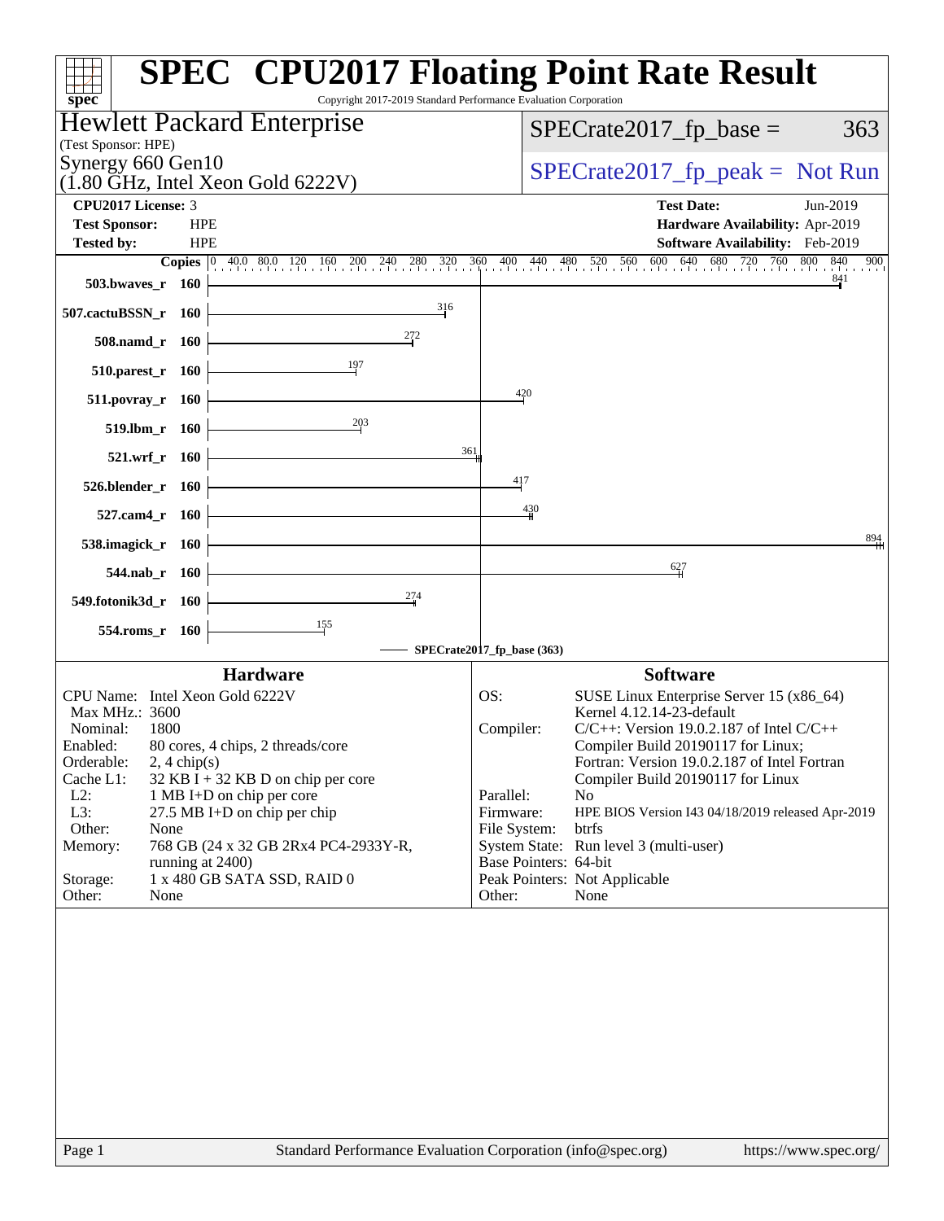# SPEC CPU2017 Floating Point Rate Result

Copyright 2017-2019 Standard Performance Evaluation Corporation

**Hewlett Packard Enterprise**
(Test Sponsor: HPE)
Synergy 660 Gen10
(1.80 GHz, Intel Xeon Gold 6222V)

SPECrate2017_fp_base = 363

SPECrate2017_fp_peak = Not Run

**CPU2017 License:** 3
**Test Sponsor:** HPE
**Tested by:** HPE

**Test Date:** Jun-2019
**Hardware Availability:** Apr-2019
**Software Availability:** Feb-2019

| Benchmark | Copies | Base Ratio |
|---|---|---|
| 503.bwaves_r | 160 | 841 |
| 507.cactuBSSN_r | 160 | 316 |
| 508.namd_r | 160 | 272 |
| 510.parest_r | 160 | 197 |
| 511.povray_r | 160 | 420 |
| 519.lbm_r | 160 | 203 |
| 521.wrf_r | 160 | 361 |
| 526.blender_r | 160 | 417 |
| 527.cam4_r | 160 | 430 |
| 538.imagick_r | 160 | 894 |
| 544.nab_r | 160 | 627 |
| 549.fotonik3d_r | 160 | 274 |
| 554.roms_r | 160 | 155 |

SPECrate2017_fp_base (363)

## Hardware

| | |
|---|---|
| CPU Name: | Intel Xeon Gold 6222V |
| Max MHz.: | 3600 |
| Nominal: | 1800 |
| Enabled: | 80 cores, 4 chips, 2 threads/core |
| Orderable: | 2, 4 chip(s) |
| Cache L1: | 32 KB I + 32 KB D on chip per core |
| L2: | 1 MB I+D on chip per core |
| L3: | 27.5 MB I+D on chip per chip |
| Other: | None |
| Memory: | 768 GB (24 x 32 GB 2Rx4 PC4-2933Y-R, running at 2400) |
| Storage: | 1 x 480 GB SATA SSD, RAID 0 |
| Other: | None |

## Software

| | |
|---|---|
| OS: | SUSE Linux Enterprise Server 15 (x86_64) Kernel 4.12.14-23-default |
| Compiler: | C/C++: Version 19.0.2.187 of Intel C/C++ Compiler Build 20190117 for Linux; Fortran: Version 19.0.2.187 of Intel Fortran Compiler Build 20190117 for Linux |
| Parallel: | No |
| Firmware: | HPE BIOS Version I43 04/18/2019 released Apr-2019 |
| File System: | btrfs |
| System State: | Run level 3 (multi-user) |
| Base Pointers: | 64-bit |
| Peak Pointers: | Not Applicable |
| Other: | None |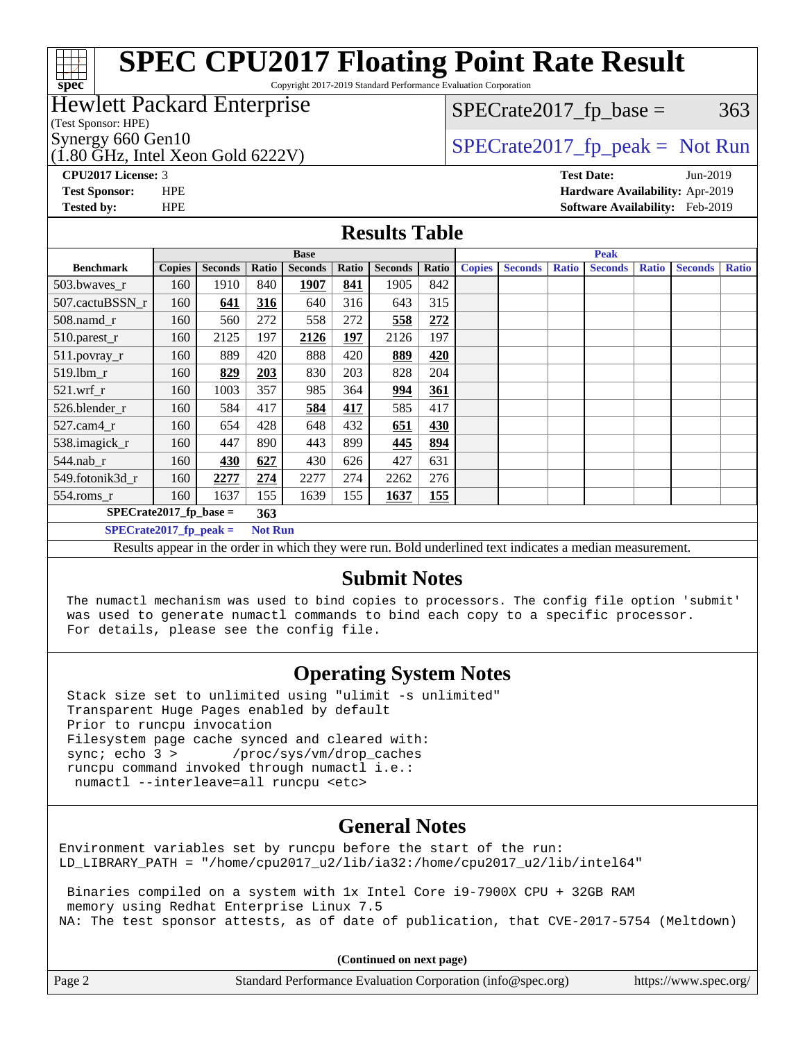# SPEC CPU2017 Floating Point Rate Result

Copyright 2017-2019 Standard Performance Evaluation Corporation

**Hewlett Packard Enterprise**
(Test Sponsor: HPE)
Synergy 660 Gen10
(1.80 GHz, Intel Xeon Gold 6222V)

SPECrate2017_fp_base = 363

SPECrate2017_fp_peak = Not Run

**CPU2017 License:** 3
**Test Sponsor:** HPE
**Tested by:** HPE

**Test Date:** Jun-2019
**Hardware Availability:** Apr-2019
**Software Availability:** Feb-2019

## Results Table

| | Base | | | | | | | Peak | | | | | | |
|---|---|---|---|---|---|---|---|---|---|---|---|---|---|---|
| **Benchmark** | **Copies** | **Seconds** | **Ratio** | **Seconds** | **Ratio** | **Seconds** | **Ratio** | **Copies** | **Seconds** | **Ratio** | **Seconds** | **Ratio** | **Seconds** | **Ratio** |
| 503.bwaves_r | 160 | 1910 | 840 | **1907** | **841** | 1905 | 842 | | | | | | | |
| 507.cactuBSSN_r | 160 | **641** | **316** | 640 | 316 | 643 | 315 | | | | | | | |
| 508.namd_r | 160 | 560 | 272 | 558 | 272 | **558** | **272** | | | | | | | |
| 510.parest_r | 160 | 2125 | 197 | **2126** | **197** | 2126 | 197 | | | | | | | |
| 511.povray_r | 160 | 889 | 420 | 888 | 420 | **889** | **420** | | | | | | | |
| 519.lbm_r | 160 | **829** | **203** | 830 | 203 | 828 | 204 | | | | | | | |
| 521.wrf_r | 160 | 1003 | 357 | 985 | 364 | **994** | **361** | | | | | | | |
| 526.blender_r | 160 | 584 | 417 | **584** | **417** | 585 | 417 | | | | | | | |
| 527.cam4_r | 160 | 654 | 428 | 648 | 432 | **651** | **430** | | | | | | | |
| 538.imagick_r | 160 | 447 | 890 | 443 | 899 | **445** | **894** | | | | | | | |
| 544.nab_r | 160 | **430** | **627** | 430 | 626 | 427 | 631 | | | | | | | |
| 549.fotonik3d_r | 160 | **2277** | **274** | 2277 | 274 | 2262 | 276 | | | | | | | |
| 554.roms_r | 160 | 1637 | 155 | 1639 | 155 | **1637** | **155** | | | | | | | |

**SPECrate2017_fp_base = 363**

**SPECrate2017_fp_peak = Not Run**

Results appear in the order in which they were run. Bold underlined text indicates a median measurement.

## Submit Notes

```
The numactl mechanism was used to bind copies to processors. The config file option 'submit'
was used to generate numactl commands to bind each copy to a specific processor.
For details, please see the config file.
```

## Operating System Notes

```
Stack size set to unlimited using "ulimit -s unlimited"
Transparent Huge Pages enabled by default
Prior to runcpu invocation
Filesystem page cache synced and cleared with:
sync; echo 3 >       /proc/sys/vm/drop_caches
runcpu command invoked through numactl i.e.:
 numactl --interleave=all runcpu <etc>
```

## General Notes

```
Environment variables set by runcpu before the start of the run:
LD_LIBRARY_PATH = "/home/cpu2017_u2/lib/ia32:/home/cpu2017_u2/lib/intel64"

 Binaries compiled on a system with 1x Intel Core i9-7900X CPU + 32GB RAM
 memory using Redhat Enterprise Linux 7.5
NA: The test sponsor attests, as of date of publication, that CVE-2017-5754 (Meltdown)
```

**(Continued on next page)**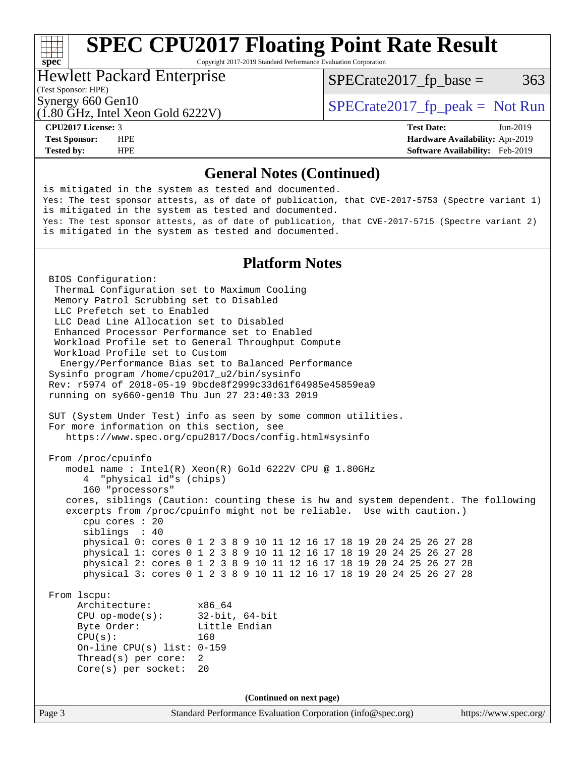## General Notes (Continued)

```
is mitigated in the system as tested and documented.
Yes: The test sponsor attests, as of date of publication, that CVE-2017-5753 (Spectre variant 1)
is mitigated in the system as tested and documented.
Yes: The test sponsor attests, as of date of publication, that CVE-2017-5715 (Spectre variant 2)
is mitigated in the system as tested and documented.
```

## Platform Notes

```
BIOS Configuration:
 Thermal Configuration set to Maximum Cooling
 Memory Patrol Scrubbing set to Disabled
 LLC Prefetch set to Enabled
 LLC Dead Line Allocation set to Disabled
 Enhanced Processor Performance set to Enabled
 Workload Profile set to General Throughput Compute
 Workload Profile set to Custom
  Energy/Performance Bias set to Balanced Performance
Sysinfo program /home/cpu2017_u2/bin/sysinfo
Rev: r5974 of 2018-05-19 9bcde8f2999c33d61f64985e45859ea9
running on sy660-gen10 Thu Jun 27 23:40:33 2019

SUT (System Under Test) info as seen by some common utilities.
For more information on this section, see
   https://www.spec.org/cpu2017/Docs/config.html#sysinfo

From /proc/cpuinfo
   model name : Intel(R) Xeon(R) Gold 6222V CPU @ 1.80GHz
      4  "physical id"s (chips)
      160 "processors"
   cores, siblings (Caution: counting these is hw and system dependent. The following
   excerpts from /proc/cpuinfo might not be reliable.  Use with caution.)
      cpu cores : 20
      siblings  : 40
      physical 0: cores 0 1 2 3 8 9 10 11 12 16 17 18 19 20 24 25 26 27 28
      physical 1: cores 0 1 2 3 8 9 10 11 12 16 17 18 19 20 24 25 26 27 28
      physical 2: cores 0 1 2 3 8 9 10 11 12 16 17 18 19 20 24 25 26 27 28
      physical 3: cores 0 1 2 3 8 9 10 11 12 16 17 18 19 20 24 25 26 27 28

From lscpu:
     Architecture:        x86_64
     CPU op-mode(s):      32-bit, 64-bit
     Byte Order:          Little Endian
     CPU(s):              160
     On-line CPU(s) list: 0-159
     Thread(s) per core:  2
     Core(s) per socket:  20
```

(Continued on next page)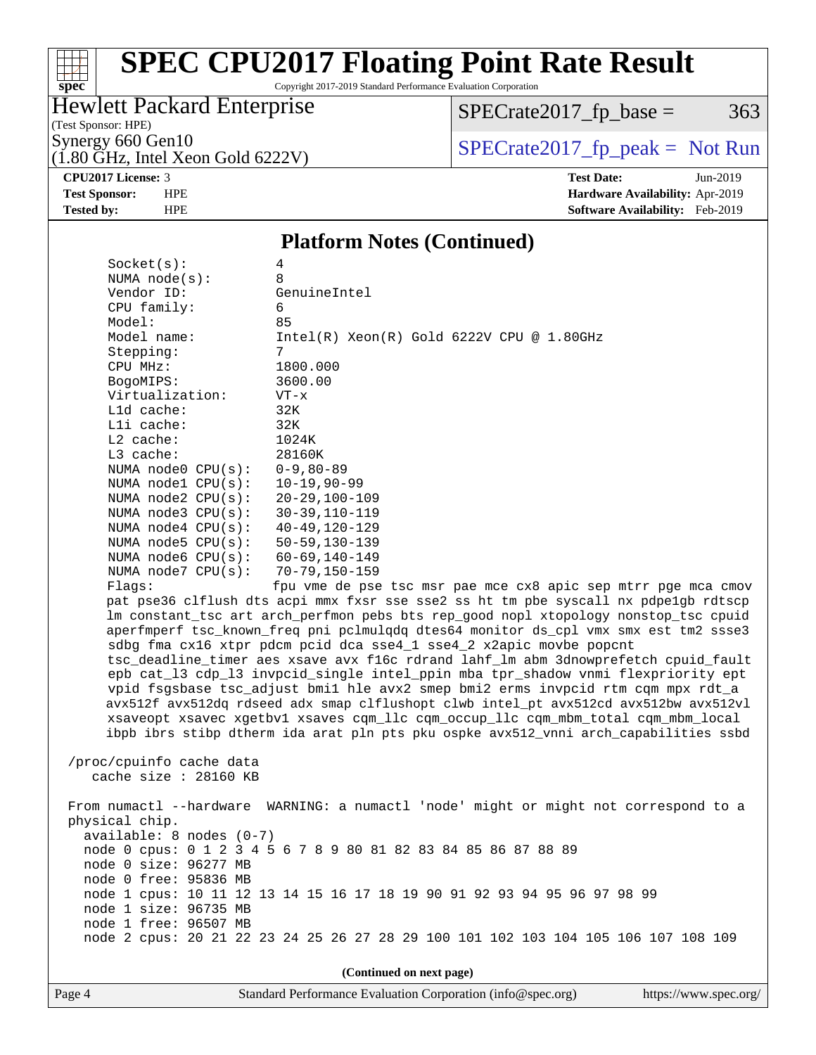## Platform Notes (Continued)

```
Socket(s):             4
NUMA node(s):          8
Vendor ID:             GenuineIntel
CPU family:            6
Model:                 85
Model name:            Intel(R) Xeon(R) Gold 6222V CPU @ 1.80GHz
Stepping:              7
CPU MHz:               1800.000
BogoMIPS:              3600.00
Virtualization:        VT-x
L1d cache:             32K
L1i cache:             32K
L2 cache:              1024K
L3 cache:              28160K
NUMA node0 CPU(s):     0-9,80-89
NUMA node1 CPU(s):     10-19,90-99
NUMA node2 CPU(s):     20-29,100-109
NUMA node3 CPU(s):     30-39,110-119
NUMA node4 CPU(s):     40-49,120-129
NUMA node5 CPU(s):     50-59,130-139
NUMA node6 CPU(s):     60-69,140-149
NUMA node7 CPU(s):     70-79,150-159
Flags:                 fpu vme de pse tsc msr pae mce cx8 apic sep mtrr pge mca cmov
pat pse36 clflush dts acpi mmx fxsr sse sse2 ss ht tm pbe syscall nx pdpe1gb rdtscp
lm constant_tsc art arch_perfmon pebs bts rep_good nopl xtopology nonstop_tsc cpuid
aperfmperf tsc_known_freq pni pclmulqdq dtes64 monitor ds_cpl vmx smx est tm2 ssse3
sdbg fma cx16 xtpr pdcm pcid dca sse4_1 sse4_2 x2apic movbe popcnt
tsc_deadline_timer aes xsave avx f16c rdrand lahf_lm abm 3dnowprefetch cpuid_fault
epb cat_l3 cdp_l3 invpcid_single intel_ppin mba tpr_shadow vnmi flexpriority ept
vpid fsgsbase tsc_adjust bmi1 hle avx2 smep bmi2 erms invpcid rtm cqm mpx rdt_a
avx512f avx512dq rdseed adx smap clflushopt clwb intel_pt avx512cd avx512bw avx512vl
xsaveopt xsavec xgetbv1 xsaves cqm_llc cqm_occup_llc cqm_mbm_total cqm_mbm_local
ibpb ibrs stibp dtherm ida arat pln pts pku ospke avx512_vnni arch_capabilities ssbd

/proc/cpuinfo cache data
   cache size : 28160 KB

From numactl --hardware  WARNING: a numactl 'node' might or might not correspond to a
physical chip.
  available: 8 nodes (0-7)
  node 0 cpus: 0 1 2 3 4 5 6 7 8 9 80 81 82 83 84 85 86 87 88 89
  node 0 size: 96277 MB
  node 0 free: 95836 MB
  node 1 cpus: 10 11 12 13 14 15 16 17 18 19 90 91 92 93 94 95 96 97 98 99
  node 1 size: 96735 MB
  node 1 free: 96507 MB
  node 2 cpus: 20 21 22 23 24 25 26 27 28 29 100 101 102 103 104 105 106 107 108 109
```

(Continued on next page)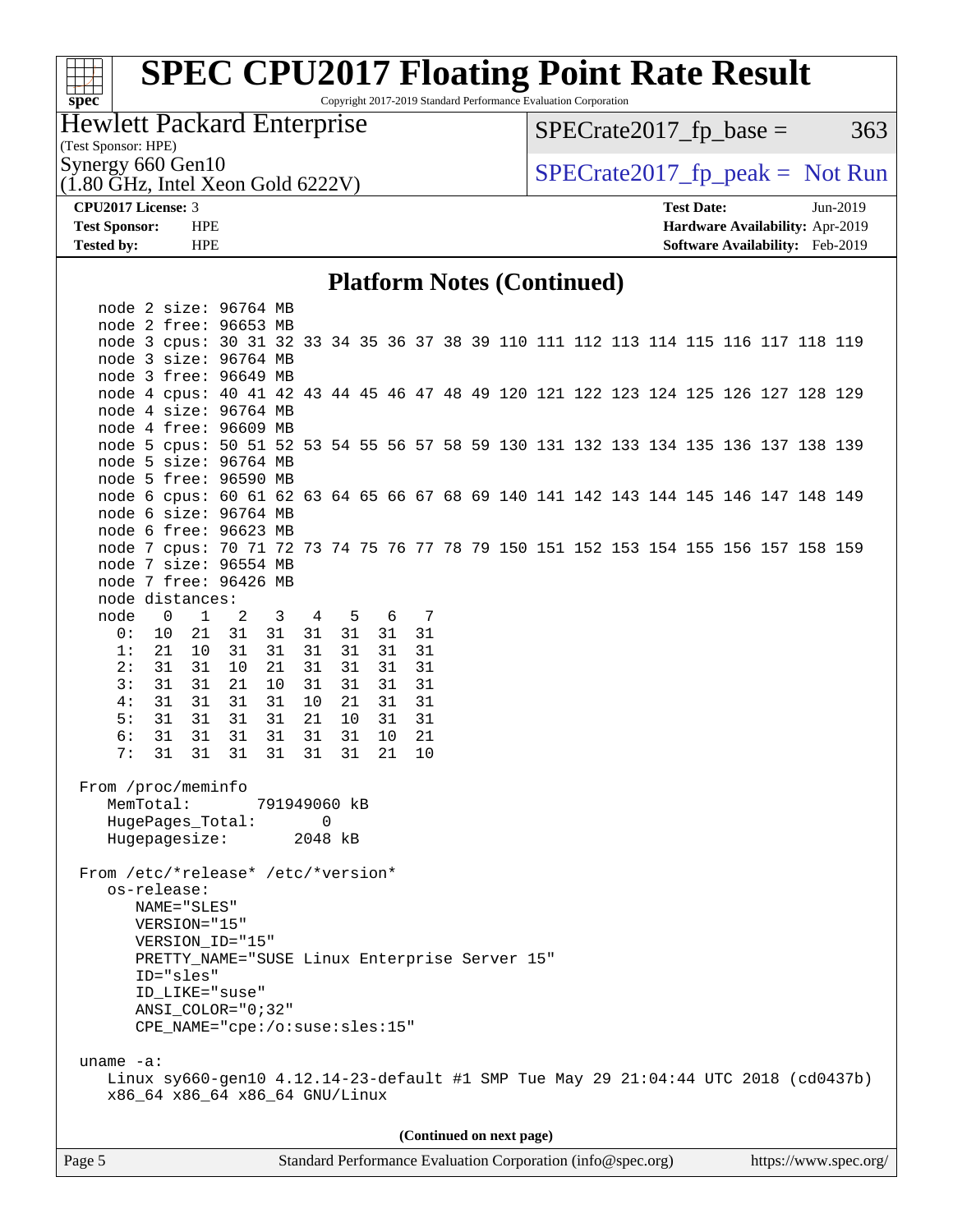## Platform Notes (Continued)

```
   node 2 size: 96764 MB
   node 2 free: 96653 MB
   node 3 cpus: 30 31 32 33 34 35 36 37 38 39 110 111 112 113 114 115 116 117 118 119
   node 3 size: 96764 MB
   node 3 free: 96649 MB
   node 4 cpus: 40 41 42 43 44 45 46 47 48 49 120 121 122 123 124 125 126 127 128 129
   node 4 size: 96764 MB
   node 4 free: 96609 MB
   node 5 cpus: 50 51 52 53 54 55 56 57 58 59 130 131 132 133 134 135 136 137 138 139
   node 5 size: 96764 MB
   node 5 free: 96590 MB
   node 6 cpus: 60 61 62 63 64 65 66 67 68 69 140 141 142 143 144 145 146 147 148 149
   node 6 size: 96764 MB
   node 6 free: 96623 MB
   node 7 cpus: 70 71 72 73 74 75 76 77 78 79 150 151 152 153 154 155 156 157 158 159
   node 7 size: 96554 MB
   node 7 free: 96426 MB
   node distances:
   node   0   1   2   3   4   5   6   7
     0:  10  21  31  31  31  31  31  31
     1:  21  10  31  31  31  31  31  31
     2:  31  31  10  21  31  31  31  31
     3:  31  31  21  10  31  31  31  31
     4:  31  31  31  31  10  21  31  31
     5:  31  31  31  31  21  10  31  31
     6:  31  31  31  31  31  31  10  21
     7:  31  31  31  31  31  31  21  10

 From /proc/meminfo
    MemTotal:       791949060 kB
    HugePages_Total:       0
    Hugepagesize:       2048 kB

 From /etc/*release* /etc/*version*
    os-release:
       NAME="SLES"
       VERSION="15"
       VERSION_ID="15"
       PRETTY_NAME="SUSE Linux Enterprise Server 15"
       ID="sles"
       ID_LIKE="suse"
       ANSI_COLOR="0;32"
       CPE_NAME="cpe:/o:suse:sles:15"

 uname -a:
    Linux sy660-gen10 4.12.14-23-default #1 SMP Tue May 29 21:04:44 UTC 2018 (cd0437b)
    x86_64 x86_64 x86_64 GNU/Linux
```

(Continued on next page)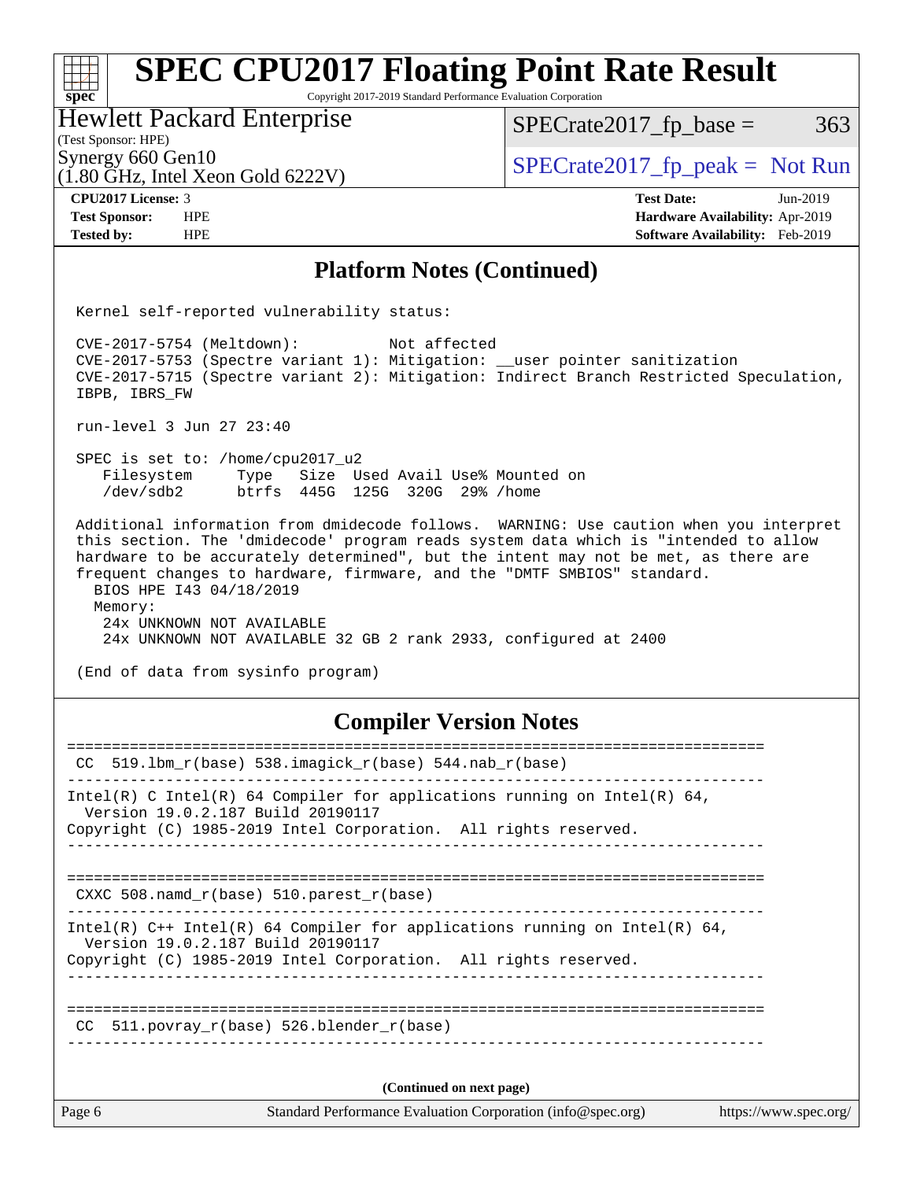## Platform Notes (Continued)

```
Kernel self-reported vulnerability status:

CVE-2017-5754 (Meltdown):          Not affected
CVE-2017-5753 (Spectre variant 1): Mitigation: __user pointer sanitization
CVE-2017-5715 (Spectre variant 2): Mitigation: Indirect Branch Restricted Speculation,
IBPB, IBRS_FW

run-level 3 Jun 27 23:40

SPEC is set to: /home/cpu2017_u2
   Filesystem     Type   Size  Used Avail Use% Mounted on
   /dev/sdb2      btrfs  445G  125G  320G  29% /home

Additional information from dmidecode follows.  WARNING: Use caution when you interpret
this section. The 'dmidecode' program reads system data which is "intended to allow
hardware to be accurately determined", but the intent may not be met, as there are
frequent changes to hardware, firmware, and the "DMTF SMBIOS" standard.
  BIOS HPE I43 04/18/2019
  Memory:
    24x UNKNOWN NOT AVAILABLE
    24x UNKNOWN NOT AVAILABLE 32 GB 2 rank 2933, configured at 2400

(End of data from sysinfo program)
```

## Compiler Version Notes

```
==============================================================================
 CC  519.lbm_r(base) 538.imagick_r(base) 544.nab_r(base)
------------------------------------------------------------------------------
Intel(R) C Intel(R) 64 Compiler for applications running on Intel(R) 64,
  Version 19.0.2.187 Build 20190117
Copyright (C) 1985-2019 Intel Corporation.  All rights reserved.
------------------------------------------------------------------------------

==============================================================================
 CXXC 508.namd_r(base) 510.parest_r(base)
------------------------------------------------------------------------------
Intel(R) C++ Intel(R) 64 Compiler for applications running on Intel(R) 64,
  Version 19.0.2.187 Build 20190117
Copyright (C) 1985-2019 Intel Corporation.  All rights reserved.
------------------------------------------------------------------------------

==============================================================================
 CC  511.povray_r(base) 526.blender_r(base)
------------------------------------------------------------------------------
```

(Continued on next page)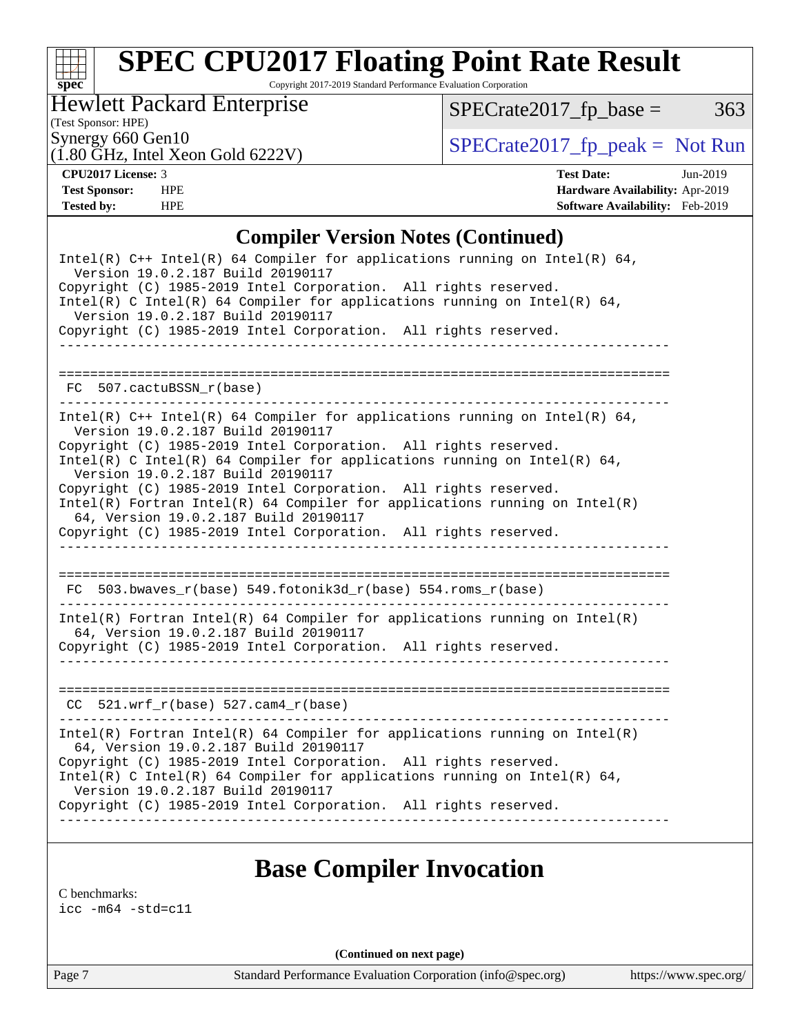# SPEC CPU2017 Floating Point Rate Result

Copyright 2017-2019 Standard Performance Evaluation Corporation

**Hewlett Packard Enterprise**
(Test Sponsor: HPE)
Synergy 660 Gen10
(1.80 GHz, Intel Xeon Gold 6222V)

SPECrate2017_fp_base = 363

SPECrate2017_fp_peak = Not Run

| | | | |
|---|---|---|---|
| **CPU2017 License:** | 3 | **Test Date:** | Jun-2019 |
| **Test Sponsor:** | HPE | **Hardware Availability:** | Apr-2019 |
| **Tested by:** | HPE | **Software Availability:** | Feb-2019 |

## Compiler Version Notes (Continued)

```
Intel(R) C++ Intel(R) 64 Compiler for applications running on Intel(R) 64,
  Version 19.0.2.187 Build 20190117
Copyright (C) 1985-2019 Intel Corporation.  All rights reserved.
Intel(R) C Intel(R) 64 Compiler for applications running on Intel(R) 64,
  Version 19.0.2.187 Build 20190117
Copyright (C) 1985-2019 Intel Corporation.  All rights reserved.
------------------------------------------------------------------------------

==============================================================================
 FC  507.cactuBSSN_r(base)
------------------------------------------------------------------------------
Intel(R) C++ Intel(R) 64 Compiler for applications running on Intel(R) 64,
  Version 19.0.2.187 Build 20190117
Copyright (C) 1985-2019 Intel Corporation.  All rights reserved.
Intel(R) C Intel(R) 64 Compiler for applications running on Intel(R) 64,
  Version 19.0.2.187 Build 20190117
Copyright (C) 1985-2019 Intel Corporation.  All rights reserved.
Intel(R) Fortran Intel(R) 64 Compiler for applications running on Intel(R)
  64, Version 19.0.2.187 Build 20190117
Copyright (C) 1985-2019 Intel Corporation.  All rights reserved.
------------------------------------------------------------------------------

==============================================================================
 FC  503.bwaves_r(base) 549.fotonik3d_r(base) 554.roms_r(base)
------------------------------------------------------------------------------
Intel(R) Fortran Intel(R) 64 Compiler for applications running on Intel(R)
  64, Version 19.0.2.187 Build 20190117
Copyright (C) 1985-2019 Intel Corporation.  All rights reserved.
------------------------------------------------------------------------------

==============================================================================
 CC  521.wrf_r(base) 527.cam4_r(base)
------------------------------------------------------------------------------
Intel(R) Fortran Intel(R) 64 Compiler for applications running on Intel(R)
  64, Version 19.0.2.187 Build 20190117
Copyright (C) 1985-2019 Intel Corporation.  All rights reserved.
Intel(R) C Intel(R) 64 Compiler for applications running on Intel(R) 64,
  Version 19.0.2.187 Build 20190117
Copyright (C) 1985-2019 Intel Corporation.  All rights reserved.
------------------------------------------------------------------------------
```

## Base Compiler Invocation

C benchmarks:
icc -m64 -std=c11

**(Continued on next page)**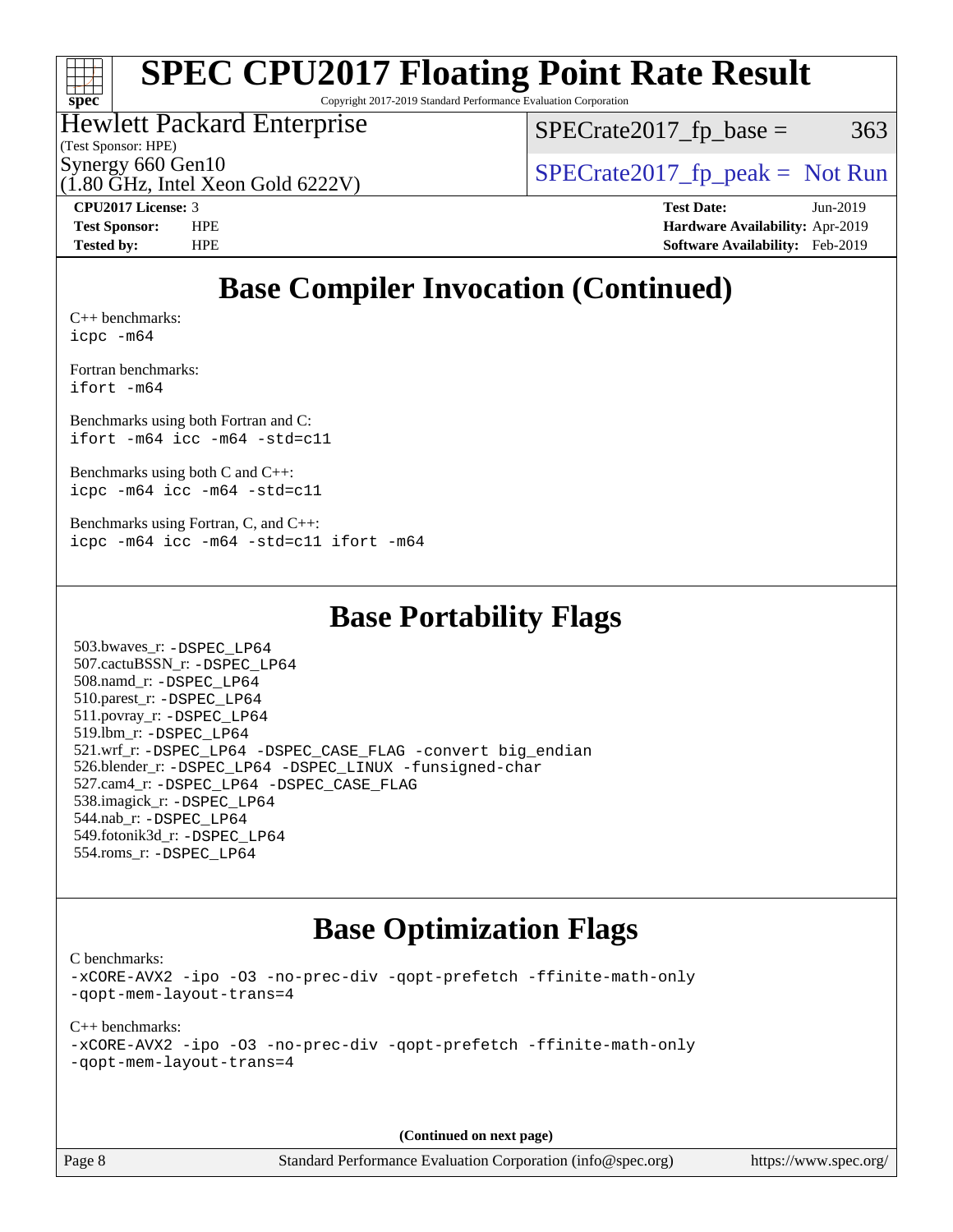# SPEC CPU2017 Floating Point Rate Result

Copyright 2017-2019 Standard Performance Evaluation Corporation

Hewlett Packard Enterprise
(Test Sponsor: HPE)

Synergy 660 Gen10
(1.80 GHz, Intel Xeon Gold 6222V)

SPECrate2017_fp_base = 363

SPECrate2017_fp_peak = Not Run

**CPU2017 License:** 3
**Test Sponsor:** HPE
**Tested by:** HPE

**Test Date:** Jun-2019
**Hardware Availability:** Apr-2019
**Software Availability:** Feb-2019

## Base Compiler Invocation (Continued)

C++ benchmarks:
icpc -m64

Fortran benchmarks:
ifort -m64

Benchmarks using both Fortran and C:
ifort -m64 icc -m64 -std=c11

Benchmarks using both C and C++:
icpc -m64 icc -m64 -std=c11

Benchmarks using Fortran, C, and C++:
icpc -m64 icc -m64 -std=c11 ifort -m64

## Base Portability Flags

503.bwaves_r: -DSPEC_LP64
507.cactuBSSN_r: -DSPEC_LP64
508.namd_r: -DSPEC_LP64
510.parest_r: -DSPEC_LP64
511.povray_r: -DSPEC_LP64
519.lbm_r: -DSPEC_LP64
521.wrf_r: -DSPEC_LP64 -DSPEC_CASE_FLAG -convert big_endian
526.blender_r: -DSPEC_LP64 -DSPEC_LINUX -funsigned-char
527.cam4_r: -DSPEC_LP64 -DSPEC_CASE_FLAG
538.imagick_r: -DSPEC_LP64
544.nab_r: -DSPEC_LP64
549.fotonik3d_r: -DSPEC_LP64
554.roms_r: -DSPEC_LP64

## Base Optimization Flags

C benchmarks:
-xCORE-AVX2 -ipo -O3 -no-prec-div -qopt-prefetch -ffinite-math-only
-qopt-mem-layout-trans=4

C++ benchmarks:
-xCORE-AVX2 -ipo -O3 -no-prec-div -qopt-prefetch -ffinite-math-only
-qopt-mem-layout-trans=4

**(Continued on next page)**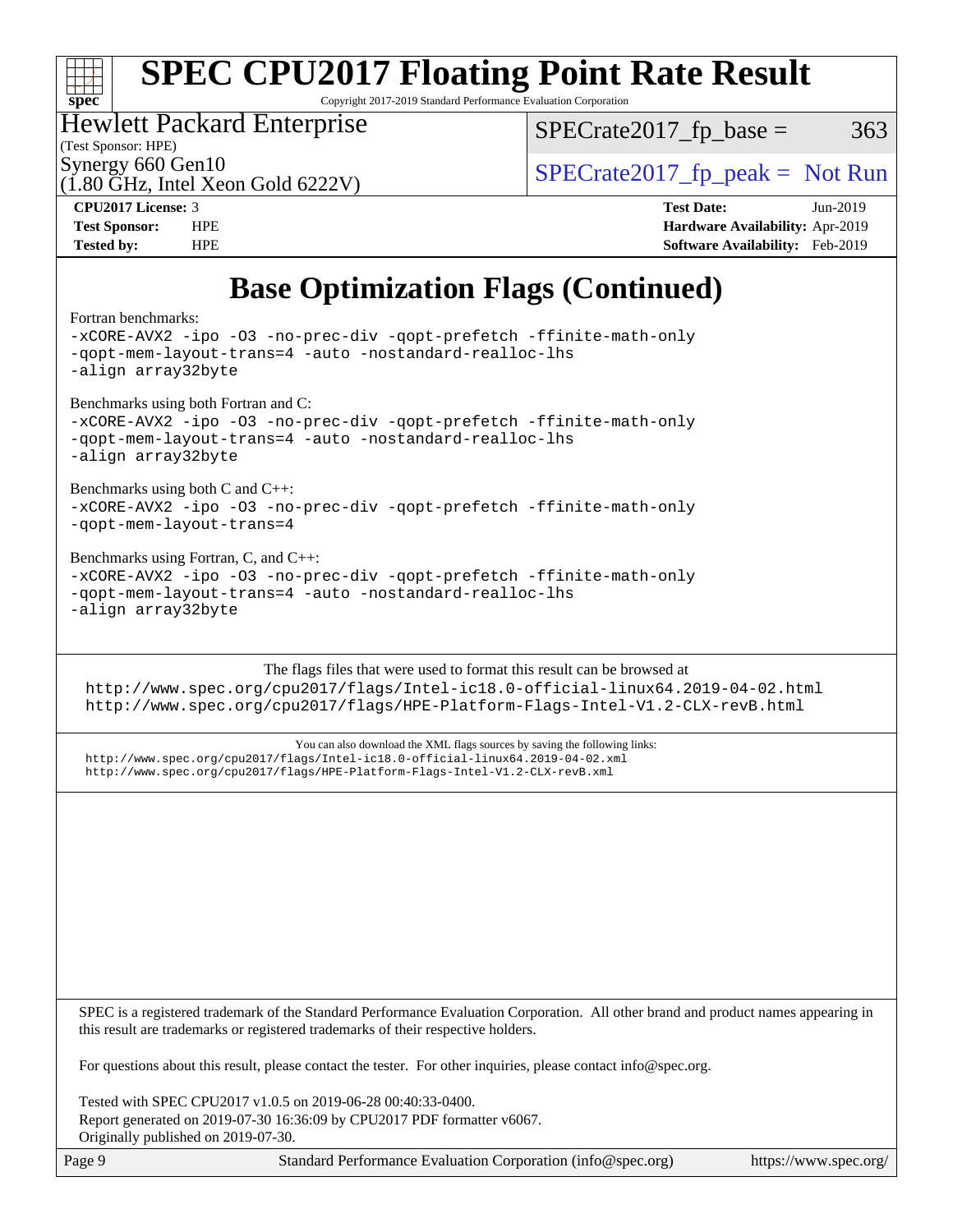# SPEC CPU2017 Floating Point Rate Result

Copyright 2017-2019 Standard Performance Evaluation Corporation

Hewlett Packard Enterprise
(Test Sponsor: HPE)
Synergy 660 Gen10
(1.80 GHz, Intel Xeon Gold 6222V)

SPECrate2017_fp_base = 363

SPECrate2017_fp_peak = Not Run

| | | | |
|---|---|---|---|
| **CPU2017 License:** | 3 | **Test Date:** | Jun-2019 |
| **Test Sponsor:** | HPE | **Hardware Availability:** | Apr-2019 |
| **Tested by:** | HPE | **Software Availability:** | Feb-2019 |

## Base Optimization Flags (Continued)

Fortran benchmarks:

```
-xCORE-AVX2 -ipo -O3 -no-prec-div -qopt-prefetch -ffinite-math-only
-qopt-mem-layout-trans=4 -auto -nostandard-realloc-lhs
-align array32byte
```

Benchmarks using both Fortran and C:

```
-xCORE-AVX2 -ipo -O3 -no-prec-div -qopt-prefetch -ffinite-math-only
-qopt-mem-layout-trans=4 -auto -nostandard-realloc-lhs
-align array32byte
```

Benchmarks using both C and C++:

```
-xCORE-AVX2 -ipo -O3 -no-prec-div -qopt-prefetch -ffinite-math-only
-qopt-mem-layout-trans=4
```

Benchmarks using Fortran, C, and C++:

```
-xCORE-AVX2 -ipo -O3 -no-prec-div -qopt-prefetch -ffinite-math-only
-qopt-mem-layout-trans=4 -auto -nostandard-realloc-lhs
-align array32byte
```

The flags files that were used to format this result can be browsed at

http://www.spec.org/cpu2017/flags/Intel-ic18.0-official-linux64.2019-04-02.html
http://www.spec.org/cpu2017/flags/HPE-Platform-Flags-Intel-V1.2-CLX-revB.html

You can also download the XML flags sources by saving the following links:

http://www.spec.org/cpu2017/flags/Intel-ic18.0-official-linux64.2019-04-02.xml
http://www.spec.org/cpu2017/flags/HPE-Platform-Flags-Intel-V1.2-CLX-revB.xml

SPEC is a registered trademark of the Standard Performance Evaluation Corporation. All other brand and product names appearing in this result are trademarks or registered trademarks of their respective holders.

For questions about this result, please contact the tester. For other inquiries, please contact info@spec.org.

Tested with SPEC CPU2017 v1.0.5 on 2019-06-28 00:40:33-0400.
Report generated on 2019-07-30 16:36:09 by CPU2017 PDF formatter v6067.
Originally published on 2019-07-30.